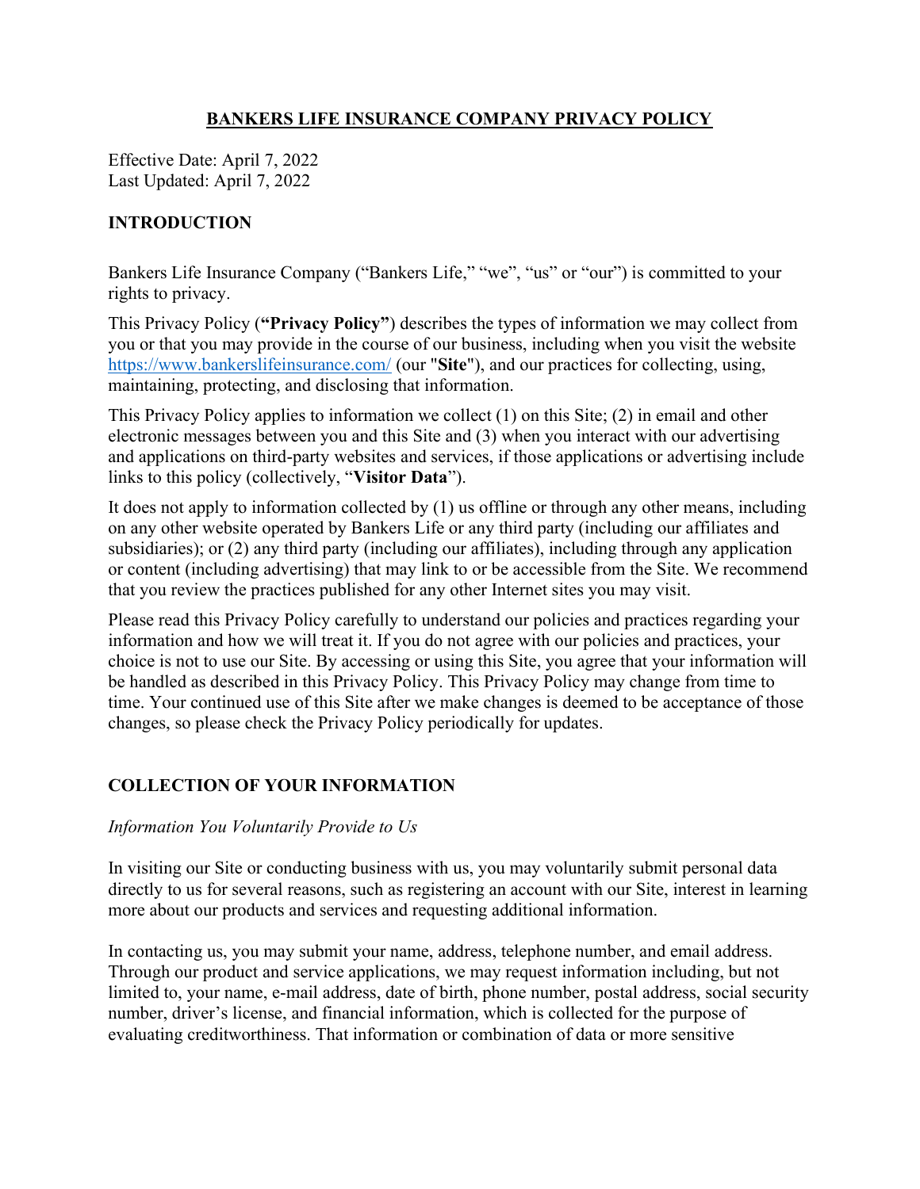# BANKERS LIFE INSURANCE COMPANY PRIVACY POLICY

Effective Date: April 7, 2022
Last Updated: April 7, 2022

## INTRODUCTION

Bankers Life Insurance Company ("Bankers Life," "we", "us" or "our") is committed to your rights to privacy.

This Privacy Policy (**"Privacy Policy"**) describes the types of information we may collect from you or that you may provide in the course of our business, including when you visit the website [https://www.bankerslifeinsurance.com/](https://www.bankerslifeinsurance.com/) (our "**Site**"), and our practices for collecting, using, maintaining, protecting, and disclosing that information.

This Privacy Policy applies to information we collect (1) on this Site; (2) in email and other electronic messages between you and this Site and (3) when you interact with our advertising and applications on third-party websites and services, if those applications or advertising include links to this policy (collectively, "**Visitor Data**").

It does not apply to information collected by (1) us offline or through any other means, including on any other website operated by Bankers Life or any third party (including our affiliates and subsidiaries); or (2) any third party (including our affiliates), including through any application or content (including advertising) that may link to or be accessible from the Site. We recommend that you review the practices published for any other Internet sites you may visit.

Please read this Privacy Policy carefully to understand our policies and practices regarding your information and how we will treat it. If you do not agree with our policies and practices, your choice is not to use our Site. By accessing or using this Site, you agree that your information will be handled as described in this Privacy Policy. This Privacy Policy may change from time to time. Your continued use of this Site after we make changes is deemed to be acceptance of those changes, so please check the Privacy Policy periodically for updates.

## COLLECTION OF YOUR INFORMATION

### *Information You Voluntarily Provide to Us*

In visiting our Site or conducting business with us, you may voluntarily submit personal data directly to us for several reasons, such as registering an account with our Site, interest in learning more about our products and services and requesting additional information.

In contacting us, you may submit your name, address, telephone number, and email address. Through our product and service applications, we may request information including, but not limited to, your name, e-mail address, date of birth, phone number, postal address, social security number, driver's license, and financial information, which is collected for the purpose of evaluating creditworthiness. That information or combination of data or more sensitive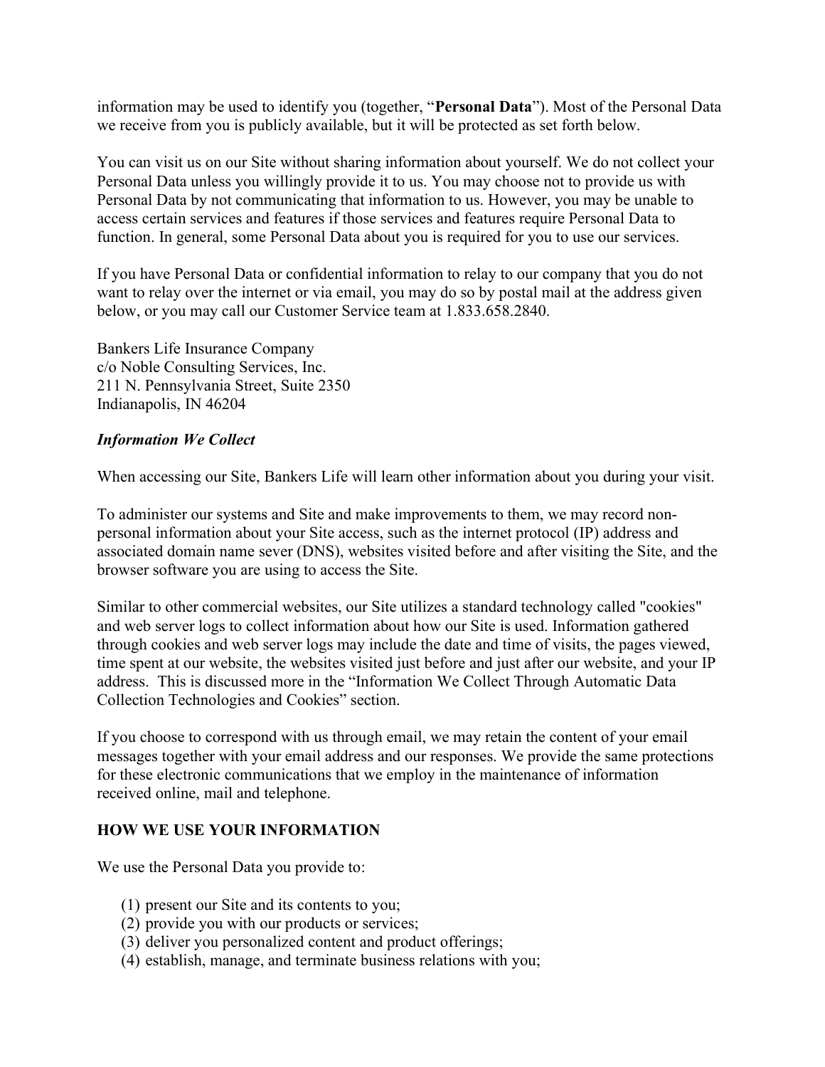information may be used to identify you (together, "**Personal Data**"). Most of the Personal Data we receive from you is publicly available, but it will be protected as set forth below.

You can visit us on our Site without sharing information about yourself. We do not collect your Personal Data unless you willingly provide it to us. You may choose not to provide us with Personal Data by not communicating that information to us. However, you may be unable to access certain services and features if those services and features require Personal Data to function. In general, some Personal Data about you is required for you to use our services.

If you have Personal Data or confidential information to relay to our company that you do not want to relay over the internet or via email, you may do so by postal mail at the address given below, or you may call our Customer Service team at 1.833.658.2840.

Bankers Life Insurance Company
c/o Noble Consulting Services, Inc.
211 N. Pennsylvania Street, Suite 2350
Indianapolis, IN 46204

***Information We Collect***

When accessing our Site, Bankers Life will learn other information about you during your visit.

To administer our systems and Site and make improvements to them, we may record non-personal information about your Site access, such as the internet protocol (IP) address and associated domain name sever (DNS), websites visited before and after visiting the Site, and the browser software you are using to access the Site.

Similar to other commercial websites, our Site utilizes a standard technology called "cookies" and web server logs to collect information about how our Site is used. Information gathered through cookies and web server logs may include the date and time of visits, the pages viewed, time spent at our website, the websites visited just before and just after our website, and your IP address. This is discussed more in the "Information We Collect Through Automatic Data Collection Technologies and Cookies" section.

If you choose to correspond with us through email, we may retain the content of your email messages together with your email address and our responses. We provide the same protections for these electronic communications that we employ in the maintenance of information received online, mail and telephone.

**HOW WE USE YOUR INFORMATION**

We use the Personal Data you provide to:

(1) present our Site and its contents to you;
(2) provide you with our products or services;
(3) deliver you personalized content and product offerings;
(4) establish, manage, and terminate business relations with you;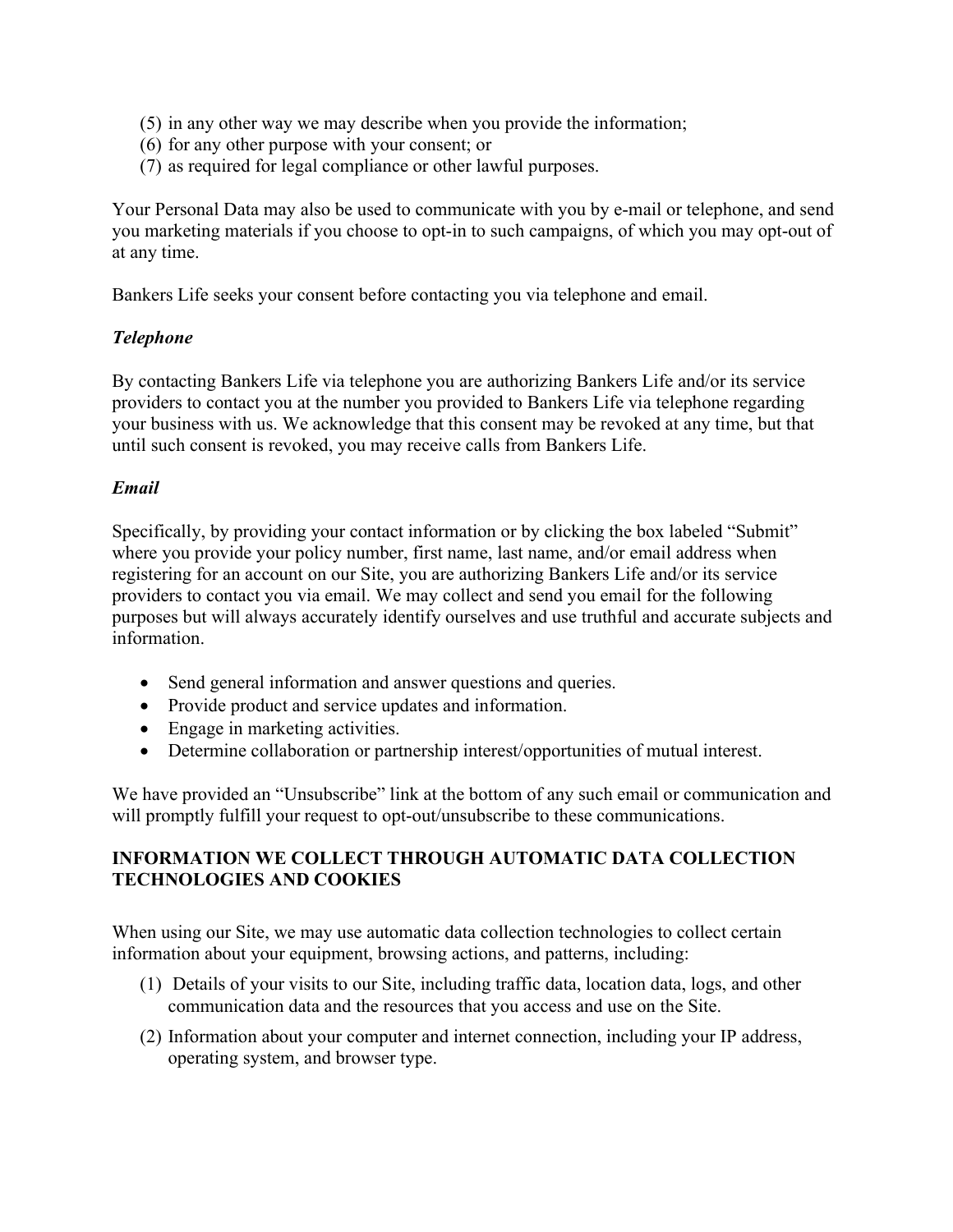(5) in any other way we may describe when you provide the information;
(6) for any other purpose with your consent; or
(7) as required for legal compliance or other lawful purposes.

Your Personal Data may also be used to communicate with you by e-mail or telephone, and send you marketing materials if you choose to opt-in to such campaigns, of which you may opt-out of at any time.

Bankers Life seeks your consent before contacting you via telephone and email.

***Telephone***

By contacting Bankers Life via telephone you are authorizing Bankers Life and/or its service providers to contact you at the number you provided to Bankers Life via telephone regarding your business with us. We acknowledge that this consent may be revoked at any time, but that until such consent is revoked, you may receive calls from Bankers Life.

***Email***

Specifically, by providing your contact information or by clicking the box labeled "Submit" where you provide your policy number, first name, last name, and/or email address when registering for an account on our Site, you are authorizing Bankers Life and/or its service providers to contact you via email. We may collect and send you email for the following purposes but will always accurately identify ourselves and use truthful and accurate subjects and information.

- Send general information and answer questions and queries.
- Provide product and service updates and information.
- Engage in marketing activities.
- Determine collaboration or partnership interest/opportunities of mutual interest.

We have provided an "Unsubscribe" link at the bottom of any such email or communication and will promptly fulfill your request to opt-out/unsubscribe to these communications.

**INFORMATION WE COLLECT THROUGH AUTOMATIC DATA COLLECTION TECHNOLOGIES AND COOKIES**

When using our Site, we may use automatic data collection technologies to collect certain information about your equipment, browsing actions, and patterns, including:

(1) Details of your visits to our Site, including traffic data, location data, logs, and other communication data and the resources that you access and use on the Site.

(2) Information about your computer and internet connection, including your IP address, operating system, and browser type.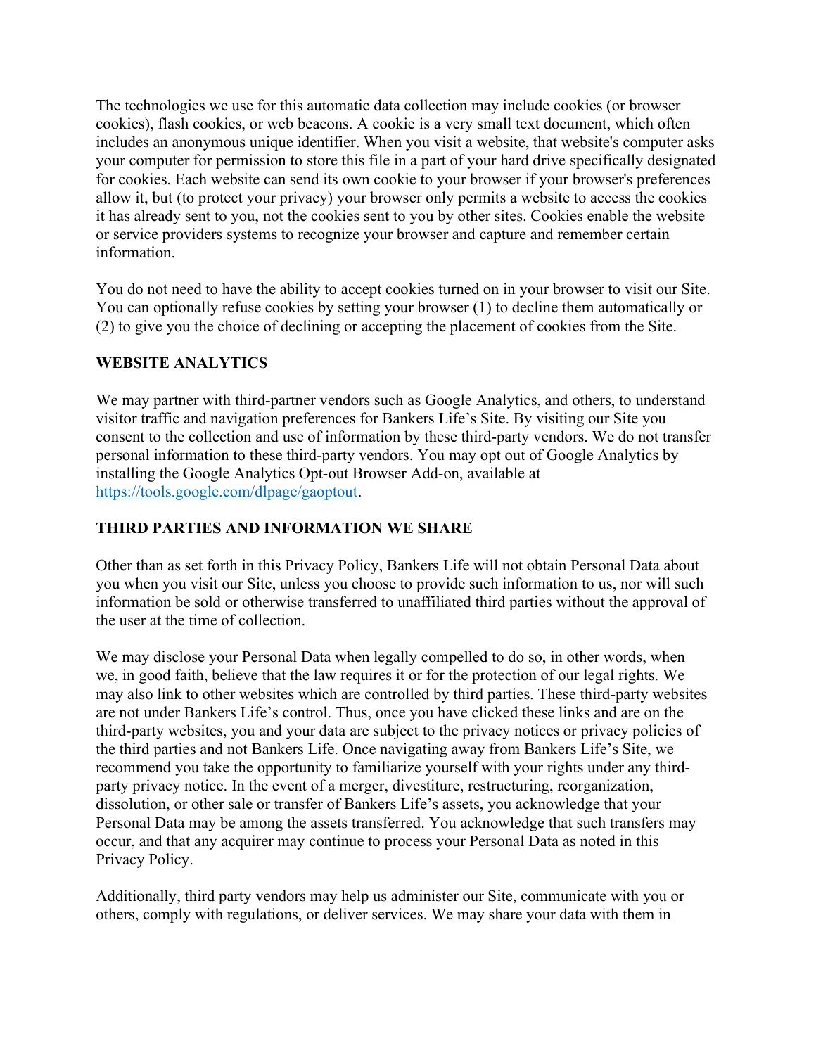The technologies we use for this automatic data collection may include cookies (or browser cookies), flash cookies, or web beacons. A cookie is a very small text document, which often includes an anonymous unique identifier. When you visit a website, that website's computer asks your computer for permission to store this file in a part of your hard drive specifically designated for cookies. Each website can send its own cookie to your browser if your browser's preferences allow it, but (to protect your privacy) your browser only permits a website to access the cookies it has already sent to you, not the cookies sent to you by other sites. Cookies enable the website or service providers systems to recognize your browser and capture and remember certain information.

You do not need to have the ability to accept cookies turned on in your browser to visit our Site. You can optionally refuse cookies by setting your browser (1) to decline them automatically or (2) to give you the choice of declining or accepting the placement of cookies from the Site.

**WEBSITE ANALYTICS**

We may partner with third-partner vendors such as Google Analytics, and others, to understand visitor traffic and navigation preferences for Bankers Life's Site. By visiting our Site you consent to the collection and use of information by these third-party vendors. We do not transfer personal information to these third-party vendors. You may opt out of Google Analytics by installing the Google Analytics Opt-out Browser Add-on, available at [https://tools.google.com/dlpage/gaoptout](https://tools.google.com/dlpage/gaoptout).

**THIRD PARTIES AND INFORMATION WE SHARE**

Other than as set forth in this Privacy Policy, Bankers Life will not obtain Personal Data about you when you visit our Site, unless you choose to provide such information to us, nor will such information be sold or otherwise transferred to unaffiliated third parties without the approval of the user at the time of collection.

We may disclose your Personal Data when legally compelled to do so, in other words, when we, in good faith, believe that the law requires it or for the protection of our legal rights. We may also link to other websites which are controlled by third parties. These third-party websites are not under Bankers Life's control. Thus, once you have clicked these links and are on the third-party websites, you and your data are subject to the privacy notices or privacy policies of the third parties and not Bankers Life. Once navigating away from Bankers Life's Site, we recommend you take the opportunity to familiarize yourself with your rights under any third-party privacy notice. In the event of a merger, divestiture, restructuring, reorganization, dissolution, or other sale or transfer of Bankers Life's assets, you acknowledge that your Personal Data may be among the assets transferred. You acknowledge that such transfers may occur, and that any acquirer may continue to process your Personal Data as noted in this Privacy Policy.

Additionally, third party vendors may help us administer our Site, communicate with you or others, comply with regulations, or deliver services. We may share your data with them in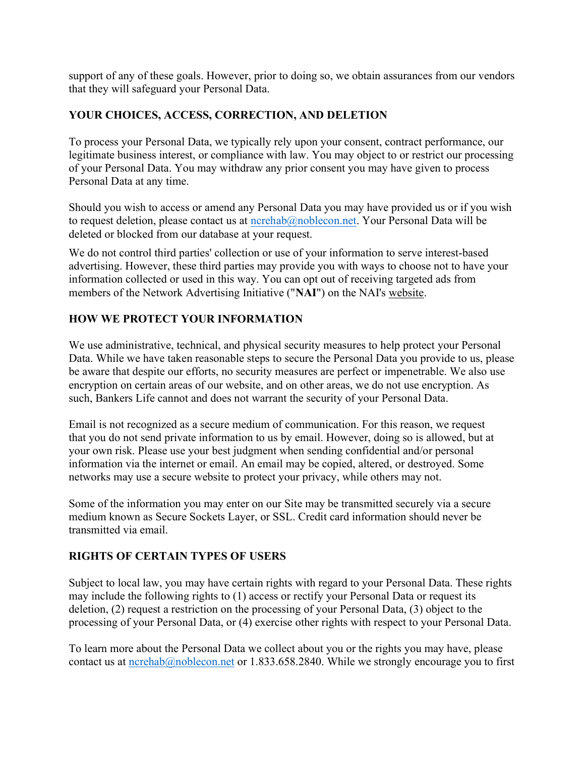support of any of these goals. However, prior to doing so, we obtain assurances from our vendors that they will safeguard your Personal Data.

## YOUR CHOICES, ACCESS, CORRECTION, AND DELETION

To process your Personal Data, we typically rely upon your consent, contract performance, our legitimate business interest, or compliance with law. You may object to or restrict our processing of your Personal Data. You may withdraw any prior consent you may have given to process Personal Data at any time.

Should you wish to access or amend any Personal Data you may have provided us or if you wish to request deletion, please contact us at ncrehab@noblecon.net. Your Personal Data will be deleted or blocked from our database at your request.

We do not control third parties' collection or use of your information to serve interest-based advertising. However, these third parties may provide you with ways to choose not to have your information collected or used in this way. You can opt out of receiving targeted ads from members of the Network Advertising Initiative ("**NAI**") on the NAI's website.

## HOW WE PROTECT YOUR INFORMATION

We use administrative, technical, and physical security measures to help protect your Personal Data. While we have taken reasonable steps to secure the Personal Data you provide to us, please be aware that despite our efforts, no security measures are perfect or impenetrable. We also use encryption on certain areas of our website, and on other areas, we do not use encryption. As such, Bankers Life cannot and does not warrant the security of your Personal Data.

Email is not recognized as a secure medium of communication. For this reason, we request that you do not send private information to us by email. However, doing so is allowed, but at your own risk. Please use your best judgment when sending confidential and/or personal information via the internet or email. An email may be copied, altered, or destroyed. Some networks may use a secure website to protect your privacy, while others may not.

Some of the information you may enter on our Site may be transmitted securely via a secure medium known as Secure Sockets Layer, or SSL. Credit card information should never be transmitted via email.

## RIGHTS OF CERTAIN TYPES OF USERS

Subject to local law, you may have certain rights with regard to your Personal Data. These rights may include the following rights to (1) access or rectify your Personal Data or request its deletion, (2) request a restriction on the processing of your Personal Data, (3) object to the processing of your Personal Data, or (4) exercise other rights with respect to your Personal Data.

To learn more about the Personal Data we collect about you or the rights you may have, please contact us at ncrehab@noblecon.net or 1.833.658.2840. While we strongly encourage you to first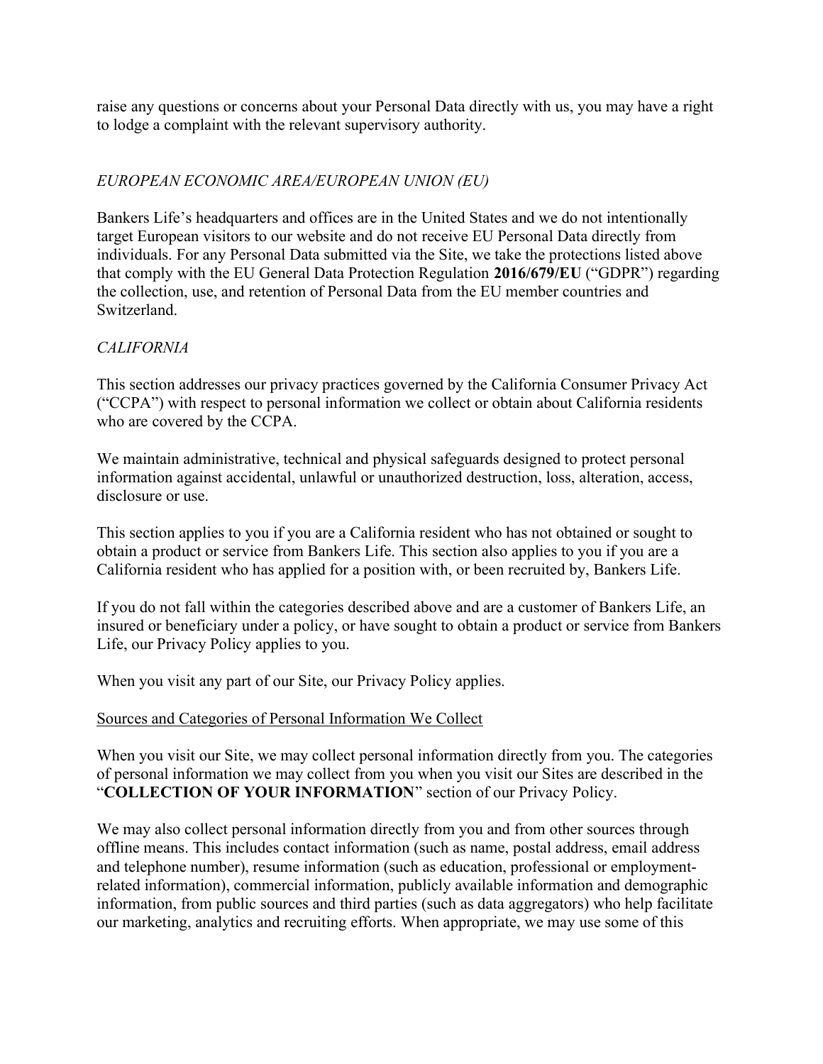raise any questions or concerns about your Personal Data directly with us, you may have a right to lodge a complaint with the relevant supervisory authority.

*EUROPEAN ECONOMIC AREA/EUROPEAN UNION (EU)*

Bankers Life's headquarters and offices are in the United States and we do not intentionally target European visitors to our website and do not receive EU Personal Data directly from individuals. For any Personal Data submitted via the Site, we take the protections listed above that comply with the EU General Data Protection Regulation **2016/679/EU** ("GDPR") regarding the collection, use, and retention of Personal Data from the EU member countries and Switzerland.

*CALIFORNIA*

This section addresses our privacy practices governed by the California Consumer Privacy Act ("CCPA") with respect to personal information we collect or obtain about California residents who are covered by the CCPA.

We maintain administrative, technical and physical safeguards designed to protect personal information against accidental, unlawful or unauthorized destruction, loss, alteration, access, disclosure or use.

This section applies to you if you are a California resident who has not obtained or sought to obtain a product or service from Bankers Life. This section also applies to you if you are a California resident who has applied for a position with, or been recruited by, Bankers Life.

If you do not fall within the categories described above and are a customer of Bankers Life, an insured or beneficiary under a policy, or have sought to obtain a product or service from Bankers Life, our Privacy Policy applies to you.

When you visit any part of our Site, our Privacy Policy applies.

<u>Sources and Categories of Personal Information We Collect</u>

When you visit our Site, we may collect personal information directly from you. The categories of personal information we may collect from you when you visit our Sites are described in the "**COLLECTION OF YOUR INFORMATION**" section of our Privacy Policy.

We may also collect personal information directly from you and from other sources through offline means. This includes contact information (such as name, postal address, email address and telephone number), resume information (such as education, professional or employment-related information), commercial information, publicly available information and demographic information, from public sources and third parties (such as data aggregators) who help facilitate our marketing, analytics and recruiting efforts. When appropriate, we may use some of this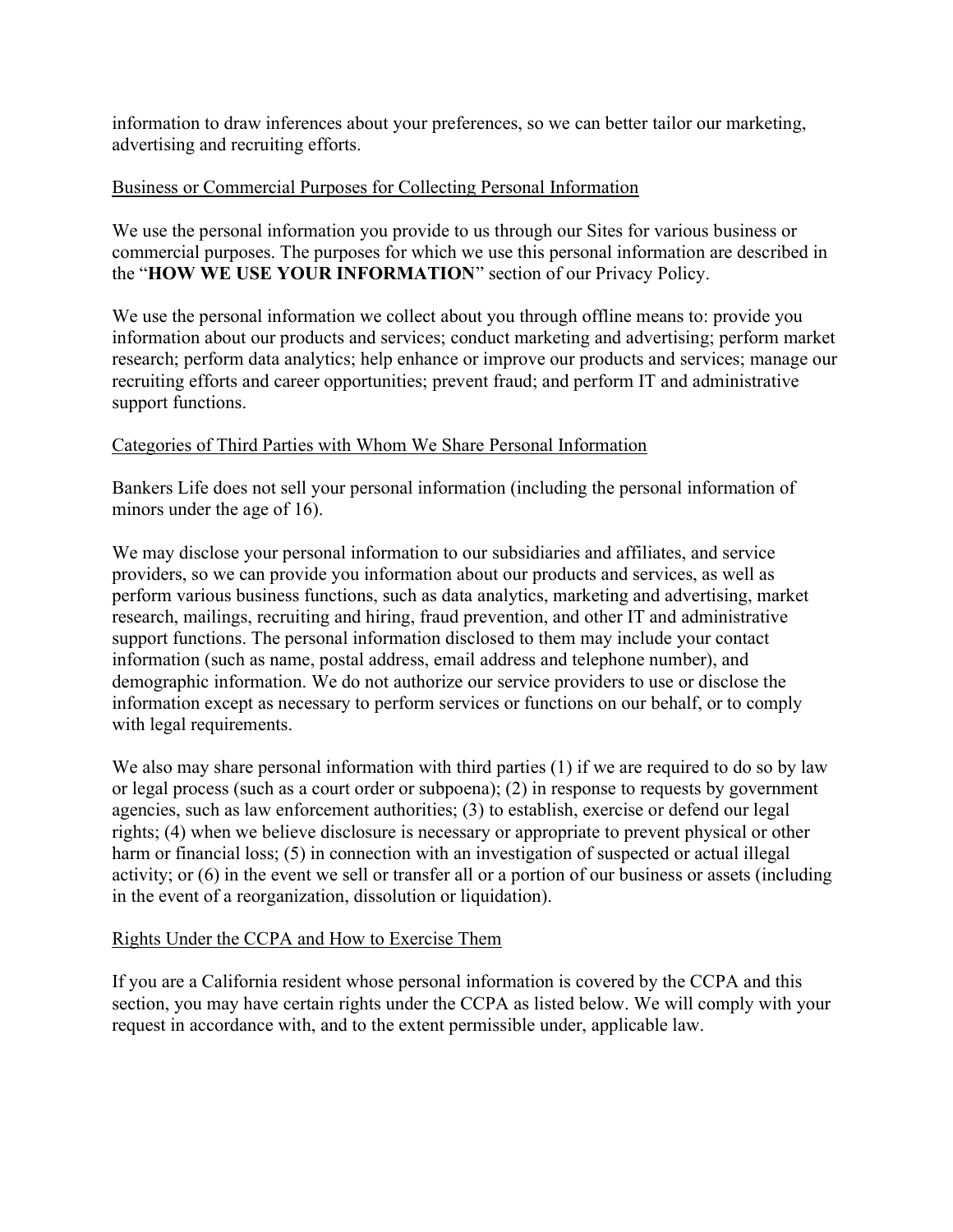information to draw inferences about your preferences, so we can better tailor our marketing, advertising and recruiting efforts.

## Business or Commercial Purposes for Collecting Personal Information

We use the personal information you provide to us through our Sites for various business or commercial purposes. The purposes for which we use this personal information are described in the "**HOW WE USE YOUR INFORMATION**" section of our Privacy Policy.

We use the personal information we collect about you through offline means to: provide you information about our products and services; conduct marketing and advertising; perform market research; perform data analytics; help enhance or improve our products and services; manage our recruiting efforts and career opportunities; prevent fraud; and perform IT and administrative support functions.

## Categories of Third Parties with Whom We Share Personal Information

Bankers Life does not sell your personal information (including the personal information of minors under the age of 16).

We may disclose your personal information to our subsidiaries and affiliates, and service providers, so we can provide you information about our products and services, as well as perform various business functions, such as data analytics, marketing and advertising, market research, mailings, recruiting and hiring, fraud prevention, and other IT and administrative support functions. The personal information disclosed to them may include your contact information (such as name, postal address, email address and telephone number), and demographic information. We do not authorize our service providers to use or disclose the information except as necessary to perform services or functions on our behalf, or to comply with legal requirements.

We also may share personal information with third parties (1) if we are required to do so by law or legal process (such as a court order or subpoena); (2) in response to requests by government agencies, such as law enforcement authorities; (3) to establish, exercise or defend our legal rights; (4) when we believe disclosure is necessary or appropriate to prevent physical or other harm or financial loss; (5) in connection with an investigation of suspected or actual illegal activity; or (6) in the event we sell or transfer all or a portion of our business or assets (including in the event of a reorganization, dissolution or liquidation).

## Rights Under the CCPA and How to Exercise Them

If you are a California resident whose personal information is covered by the CCPA and this section, you may have certain rights under the CCPA as listed below. We will comply with your request in accordance with, and to the extent permissible under, applicable law.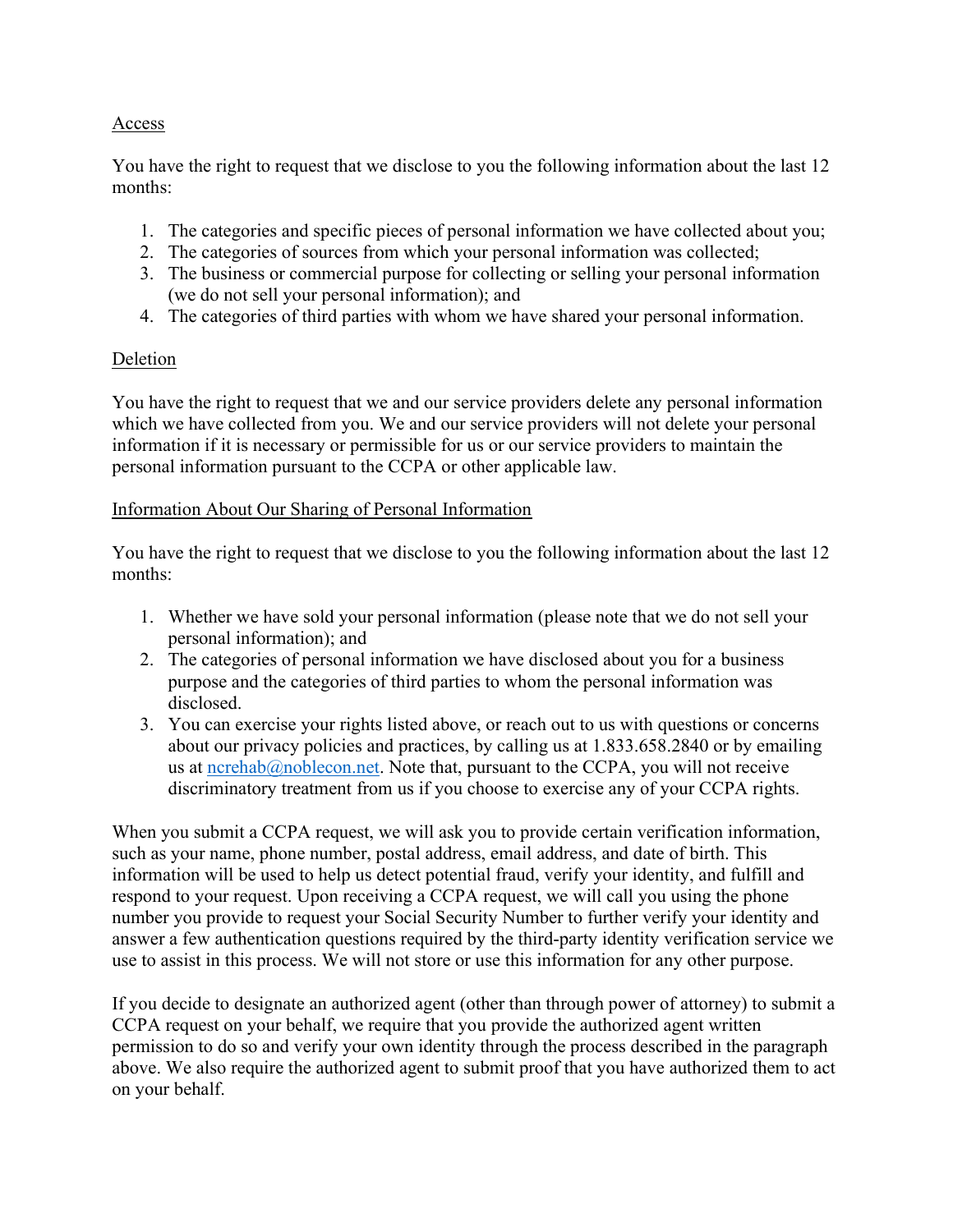<u>Access</u>

You have the right to request that we disclose to you the following information about the last 12 months:

1. The categories and specific pieces of personal information we have collected about you;
2. The categories of sources from which your personal information was collected;
3. The business or commercial purpose for collecting or selling your personal information (we do not sell your personal information); and
4. The categories of third parties with whom we have shared your personal information.

<u>Deletion</u>

You have the right to request that we and our service providers delete any personal information which we have collected from you. We and our service providers will not delete your personal information if it is necessary or permissible for us or our service providers to maintain the personal information pursuant to the CCPA or other applicable law.

<u>Information About Our Sharing of Personal Information</u>

You have the right to request that we disclose to you the following information about the last 12 months:

1. Whether we have sold your personal information (please note that we do not sell your personal information); and
2. The categories of personal information we have disclosed about you for a business purpose and the categories of third parties to whom the personal information was disclosed.
3. You can exercise your rights listed above, or reach out to us with questions or concerns about our privacy policies and practices, by calling us at 1.833.658.2840 or by emailing us at [ncrehab@noblecon.net](mailto:ncrehab@noblecon.net). Note that, pursuant to the CCPA, you will not receive discriminatory treatment from us if you choose to exercise any of your CCPA rights.

When you submit a CCPA request, we will ask you to provide certain verification information, such as your name, phone number, postal address, email address, and date of birth. This information will be used to help us detect potential fraud, verify your identity, and fulfill and respond to your request. Upon receiving a CCPA request, we will call you using the phone number you provide to request your Social Security Number to further verify your identity and answer a few authentication questions required by the third-party identity verification service we use to assist in this process. We will not store or use this information for any other purpose.

If you decide to designate an authorized agent (other than through power of attorney) to submit a CCPA request on your behalf, we require that you provide the authorized agent written permission to do so and verify your own identity through the process described in the paragraph above. We also require the authorized agent to submit proof that you have authorized them to act on your behalf.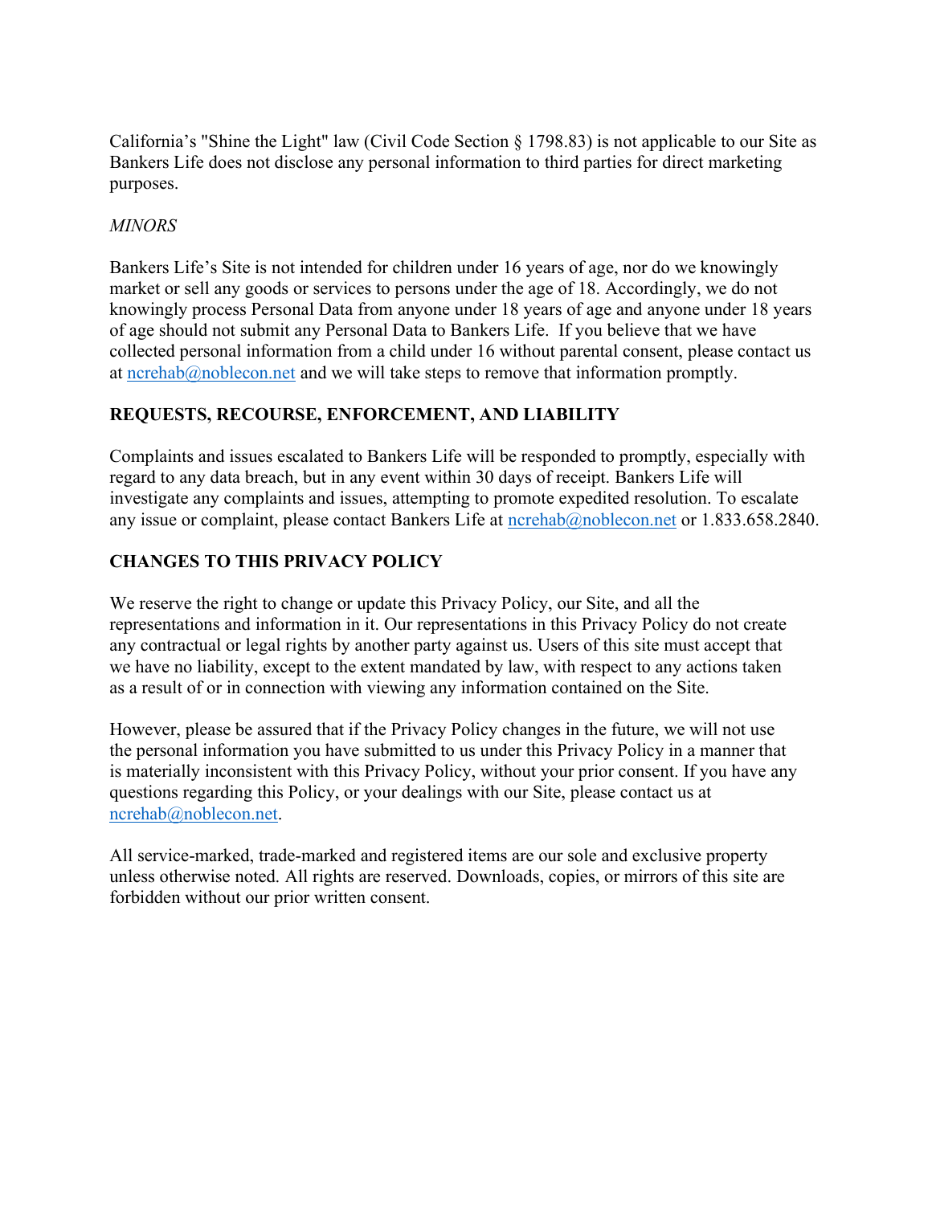California's "Shine the Light" law (Civil Code Section § 1798.83) is not applicable to our Site as Bankers Life does not disclose any personal information to third parties for direct marketing purposes.

*MINORS*

Bankers Life's Site is not intended for children under 16 years of age, nor do we knowingly market or sell any goods or services to persons under the age of 18. Accordingly, we do not knowingly process Personal Data from anyone under 18 years of age and anyone under 18 years of age should not submit any Personal Data to Bankers Life. If you believe that we have collected personal information from a child under 16 without parental consent, please contact us at ncrehab@noblecon.net and we will take steps to remove that information promptly.

## REQUESTS, RECOURSE, ENFORCEMENT, AND LIABILITY

Complaints and issues escalated to Bankers Life will be responded to promptly, especially with regard to any data breach, but in any event within 30 days of receipt. Bankers Life will investigate any complaints and issues, attempting to promote expedited resolution. To escalate any issue or complaint, please contact Bankers Life at ncrehab@noblecon.net or 1.833.658.2840.

## CHANGES TO THIS PRIVACY POLICY

We reserve the right to change or update this Privacy Policy, our Site, and all the representations and information in it. Our representations in this Privacy Policy do not create any contractual or legal rights by another party against us. Users of this site must accept that we have no liability, except to the extent mandated by law, with respect to any actions taken as a result of or in connection with viewing any information contained on the Site.

However, please be assured that if the Privacy Policy changes in the future, we will not use the personal information you have submitted to us under this Privacy Policy in a manner that is materially inconsistent with this Privacy Policy, without your prior consent. If you have any questions regarding this Policy, or your dealings with our Site, please contact us at ncrehab@noblecon.net.

All service-marked, trade-marked and registered items are our sole and exclusive property unless otherwise noted. All rights are reserved. Downloads, copies, or mirrors of this site are forbidden without our prior written consent.